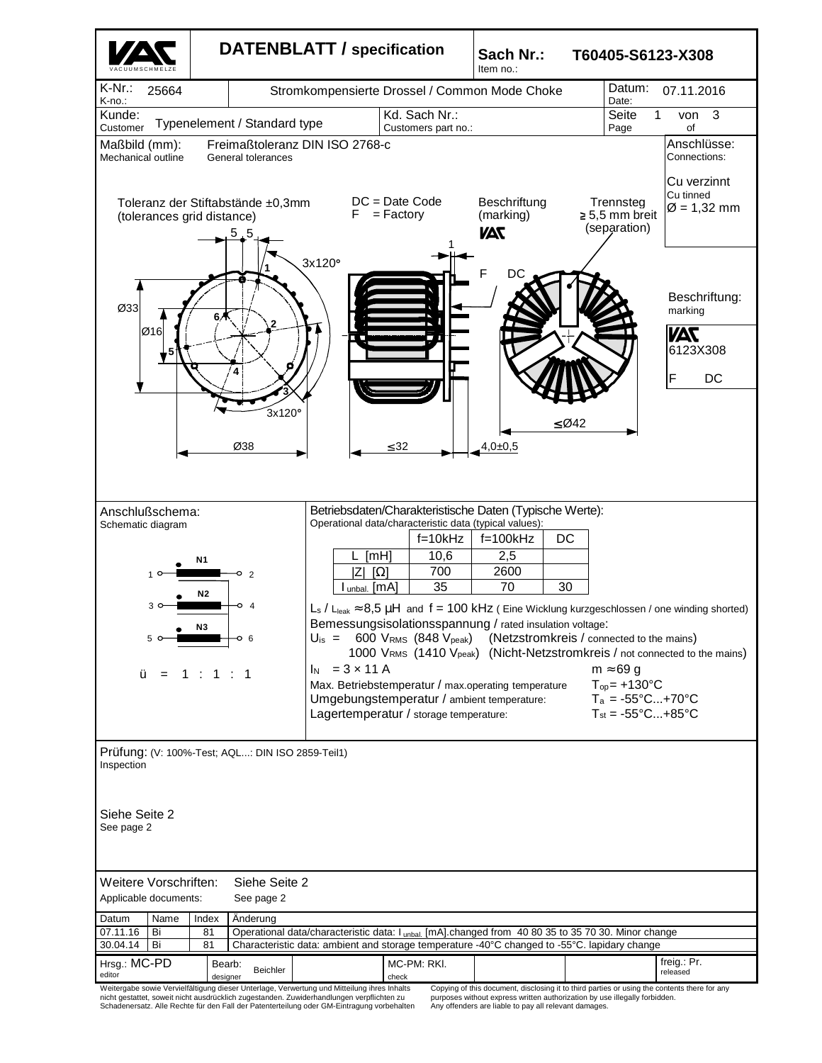# DATENBLATT / specification

**Sach Nr.:** Item no.: **T60405-S6123-X308**

| | | | |
|---|---|---|---|
| K-Nr.: K-no.: 25664 | Stromkompensierte Drossel / Common Mode Choke | | Datum: Date: 07.11.2016 |
| Kunde: Customer: Typenelement / Standard type | Kd. Sach Nr.: Customers part no.: | | Seite Page 1 von of 3 |

Maßbild (mm): Mechanical outline

Freimaßtoleranz DIN ISO 2768-c
General tolerances

Anschlüsse: Connections:

Cu verzinnt
Cu tinned
Ø = 1,32 mm

Toleranz der Stiftabstände ±0,3mm
(tolerances grid distance)

DC = Date Code
F = Factory

Beschriftung
(marking)

Trennsteg
≥ 5,5 mm breit
(separation)

5,5
3x120°
1
6
2
5
4
3
Ø33
Ø16
3x120°
Ø38
≤32
1
F DC
≤Ø42
4,0±0,5

Beschriftung: marking

VAC
6123X308
F DC

Anschlußschema: Schematic diagram

N1: 1 – 2
N2: 3 – 4
N3: 5 – 6

ü = 1 : 1 : 1

Betriebsdaten/Charakteristische Daten (Typische Werte):
Operational data/characteristic data (typical values):

| | f=10kHz | f=100kHz | DC |
|---|---|---|---|
| L [mH] | 10,6 | 2,5 | |
| \|Z\| [Ω] | 700 | 2600 | |
| $I_{unbal.}$ [mA] | 35 | 70 | 30 |

$L_s$ / $L_{leak}$ ≈ 8,5 µH and f = 100 kHz ( Eine Wicklung kurzgeschlossen / one winding shorted)

Bemessungsisolationsspannung / rated insulation voltage:

$U_{is}$ = 600 $V_{RMS}$ (848 $V_{peak}$) (Netzstromkreis / connected to the mains)
1000 $V_{RMS}$ (1410 $V_{peak}$) (Nicht-Netzstromkreis / not connected to the mains)

$I_N$ = 3 × 11 A — m ≈ 69 g

Max. Betriebstemperatur / max.operating temperature — $T_{op}$ = +130°C
Umgebungstemperatur / ambient temperature: — $T_a$ = -55°C...+70°C
Lagertemperatur / storage temperature: — $T_{st}$ = -55°C...+85°C

Prüfung: (V: 100%-Test; AQL...: DIN ISO 2859-Teil1)
Inspection

Siehe Seite 2
See page 2

Weitere Vorschriften: Applicable documents: Siehe Seite 2 See page 2

| Datum | Name | Index | Änderung |
|---|---|---|---|
| 07.11.16 | Bi | 81 | Operational data/characteristic data: $I_{unbal.}$ [mA].changed from 40 80 35 to 35 70 30. Minor change |
| 30.04.14 | Bi | 81 | Characteristic data: ambient and storage temperature -40°C changed to -55°C. lapidary change |

| | | | | |
|---|---|---|---|---|
| Hrsg.: MC-PD editor | Bearb: designer Beichler | MC-PM: RKl. check | | freig.: Pr. released |

Weitergabe sowie Vervielfältigung dieser Unterlage, Verwertung und Mitteilung ihres Inhalts nicht gestattet, soweit nicht ausdrücklich zugestanden. Zuwiderhandlungen verpflichten zu Schadenersatz. Alle Rechte für den Fall der Patenterteilung oder GM-Eintragung vorbehalten

Copying of this document, disclosing it to third parties or using the contents there for any purposes without express written authorization by use illegally forbidden. Any offenders are liable to pay all relevant damages.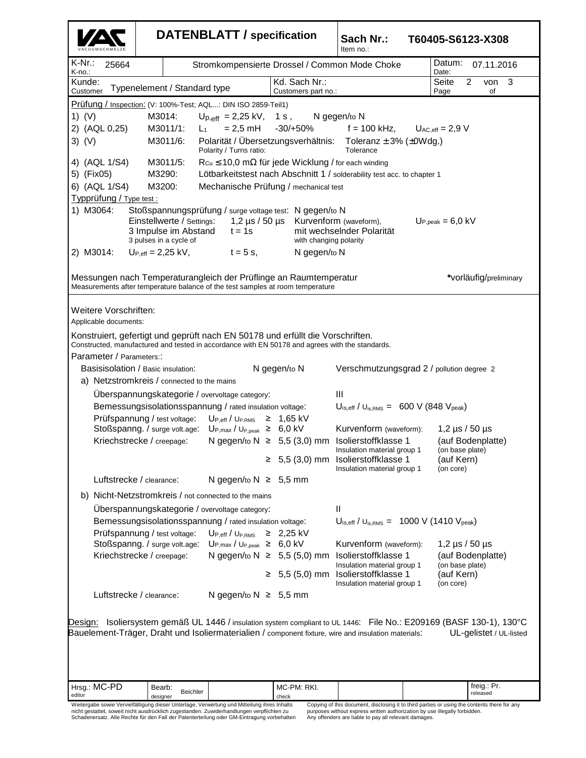**DATENBLATT / specification**

Sach Nr.: / Item no.: T60405-S6123-X308

| | | | |
|---|---|---|---|
| K-Nr.: / K-no.: 25664 | Stromkompensierte Drossel / Common Mode Choke | | Datum: / Date: 07.11.2016 |
| Kunde: / Customer: Typenelement / Standard type | Kd. Sach Nr.: / Customers part no.: | | Seite / Page 2 von / of 3 |

Prüfung / Inspection: (V: 100%-Test; AQL...: DIN ISO 2859-Teil1)

| | | |
|---|---|---|
| 1) (V) | M3014: | $U_{p,eff}$ = 2,25 kV, 1 s, N gegen/to N |
| 2) (AQL 0,25) | M3011/1: | $L_1$ = 2,5 mH -30/+50% f = 100 kHz, $U_{AC,eff}$ = 2,9 V |
| 3) (V) | M3011/6: | Polarität / Übersetzungsverhältnis: / Polarity / Turns ratio: Toleranz ± 3% (±0Wdg.) / Tolerance |
| 4) (AQL 1/S4) | M3011/5: | $R_{Cu}$ ≤ 10,0 mΩ für jede Wicklung / for each winding |
| 5) (Fix05) | M3290: | Lötbarkeitstest nach Abschnitt 1 / solderability test acc. to chapter 1 |
| 6) (AQL 1/S4) | M3200: | Mechanische Prüfung / mechanical test |

Typprüfung / Type test :

1) M3064: Stoßspannungsprüfung / surge voltage test: N gegen/to N
Einstellwerte / Settings: 1,2 µs / 50 µs Kurvenform (waveform), $U_{P,peak}$ = 6,0 kV
3 Impulse im Abstand / 3 pulses in a cycle of t = 1s mit wechselnder Polarität / with changing polarity

2) M3014: $U_{P,eff}$ = 2,25 kV, t = 5 s, N gegen/to N

Messungen nach Temperaturangleich der Prüflinge an Raumtemperatur
Measurements after temperature balance of the test samples at room temperature

*vorläufig/preliminary

Weitere Vorschriften:
Applicable documents:

Konstruiert, gefertigt und geprüft nach EN 50178 und erfüllt die Vorschriften.
Constructed, manufactured and tested in accordance with EN 50178 and agrees with the standards.

Parameter / Parameters::

Basisisolation / Basic insulation: N gegen/to N Verschmutzungsgrad 2 / pollution degree 2

a) Netzstromkreis / connected to the mains

| | | | |
|---|---|---|---|
| Überspannungskategorie / overvoltage category: | | III | |
| Bemessungsisolationsspannung / rated insulation voltage: | | $U_{is,eff}$ / $U_{is,RMS}$ = 600 V (848 $V_{peak}$) | |
| Prüfspannung / test voltage: | $U_{P,eff}$ / $U_{P,RMS}$ ≥ 1,65 kV | | |
| Stoßspanng. / surge volt.age: | $U_{P,max}$ / $U_{P,peak}$ ≥ 6,0 kV | Kurvenform (waveform): | 1,2 µs / 50 µs |
| Kriechstrecke / creepage: | N gegen/to N ≥ 5,5 (3,0) mm | Isolierstoffklasse 1 / Insulation material group 1 | (auf Bodenplatte) / (on base plate) |
| | ≥ 5,5 (3,0) mm | Isolierstoffklasse 1 / Insulation material group 1 | (auf Kern) / (on core) |
| Luftstrecke / clearance: | N gegen/to N ≥ 5,5 mm | | |

b) Nicht-Netzstromkreis / not connected to the mains

| | | | |
|---|---|---|---|
| Überspannungskategorie / overvoltage category: | | II | |
| Bemessungsisolationsspannung / rated insulation voltage: | | $U_{is,eff}$ / $U_{is,RMS}$ = 1000 V (1410 $V_{peak}$) | |
| Prüfspannung / test voltage: | $U_{P,eff}$ / $U_{P,RMS}$ ≥ 2,25 kV | | |
| Stoßspanng. / surge volt.age: | $U_{P,max}$ / $U_{P,peak}$ ≥ 6,0 kV | Kurvenform (waveform): | 1,2 µs / 50 µs |
| Kriechstrecke / creepage: | N gegen/to N ≥ 5,5 (5,0) mm | Isolierstoffklasse 1 / Insulation material group 1 | (auf Bodenplatte) / (on base plate) |
| | ≥ 5,5 (5,0) mm | Isolierstoffklasse 1 / Insulation material group 1 | (auf Kern) / (on core) |
| Luftstrecke / clearance: | N gegen/to N ≥ 5,5 mm | | |

Design: Isoliersystem gemäß UL 1446 / insulation system compliant to UL 1446: File No.: E209169 (BASF 130-1), 130°C
Bauelement-Träger, Draht und Isoliermaterialien / component fixture, wire and insulation materials: UL-gelistet / UL-listed

| | | | | |
|---|---|---|---|---|
| Hrsg.: / editor MC-PD | Bearb: / designer Beichler | MC-PM: RKl. / check | | freig.: Pr. / released |

Weitergabe sowie Vervielfältigung dieser Unterlage, Verwertung und Mitteilung ihres Inhalts nicht gestattet, soweit nicht ausdrücklich zugestanden. Zuwiderhandlungen verpflichten zu Schadenersatz. Alle Rechte für den Fall der Patenterteilung oder GM-Eintragung vorbehalten

Copying of this document, disclosing it to third parties or using the contents there for any purposes without express written authorization by use illegally forbidden. Any offenders are liable to pay all relevant damages.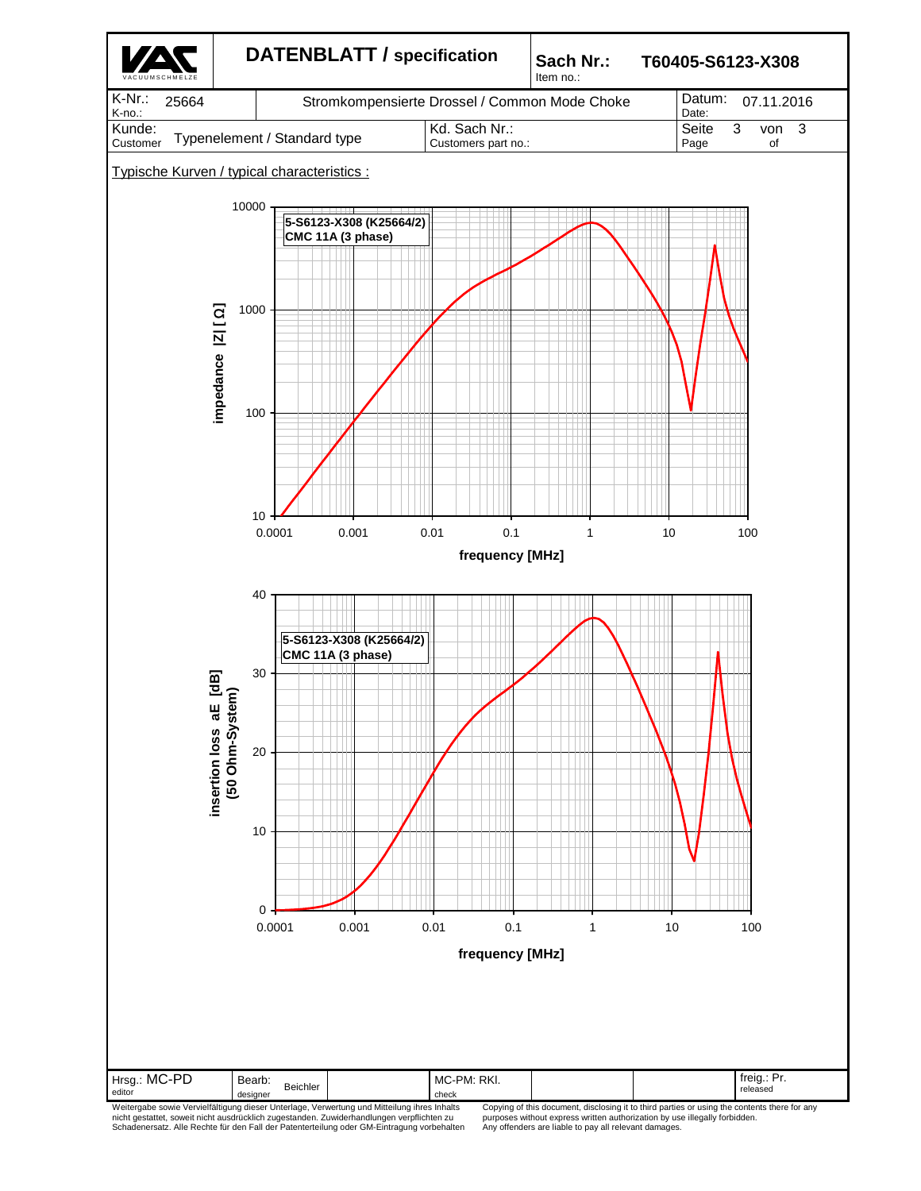# DATENBLATT / specification

| | | | |
|---|---|---|---|
| VAC VACUUMSCHMELZE | **DATENBLATT / specification** | **Sach Nr.:** Item no.: | **T60405-S6123-X308** |
| K-Nr.: K-no.: 25664 | Stromkompensierte Drossel / Common Mode Choke | | Datum: Date: 07.11.2016 |
| Kunde: Customer: Typenelement / Standard type | | Kd. Sach Nr.: Customers part no.: | Seite 3 von 3 Page of |

Typische Kurven / typical characteristics :

5-S6123-X308 (K25664/2)
CMC 11A (3 phase)

impedance |Z| [ Ω]

10000
1000
100
10

0.0001 0.001 0.01 0.1 1 10 100

frequency [MHz]

5-S6123-X308 (K25664/2)
CMC 11A (3 phase)

insertion loss aE [dB]
(50 Ohm-System)

40
30
20
10
0

0.0001 0.001 0.01 0.1 1 10 100

frequency [MHz]

| | | | |
|---|---|---|---|
| Hrsg.: MC-PD editor | Bearb: designer Beichler | MC-PM: RKl. check | freig.: Pr. released |

Weitergabe sowie Vervielfältigung dieser Unterlage, Verwertung und Mitteilung ihres Inhalts nicht gestattet, soweit nicht ausdrücklich zugestanden. Zuwiderhandlungen verpflichten zu Schadenersatz. Alle Rechte für den Fall der Patenterteilung oder GM-Eintragung vorbehalten

Copying of this document, disclosing it to third parties or using the contents there for any purposes without express written authorization by use illegally forbidden. Any offenders are liable to pay all relevant damages.